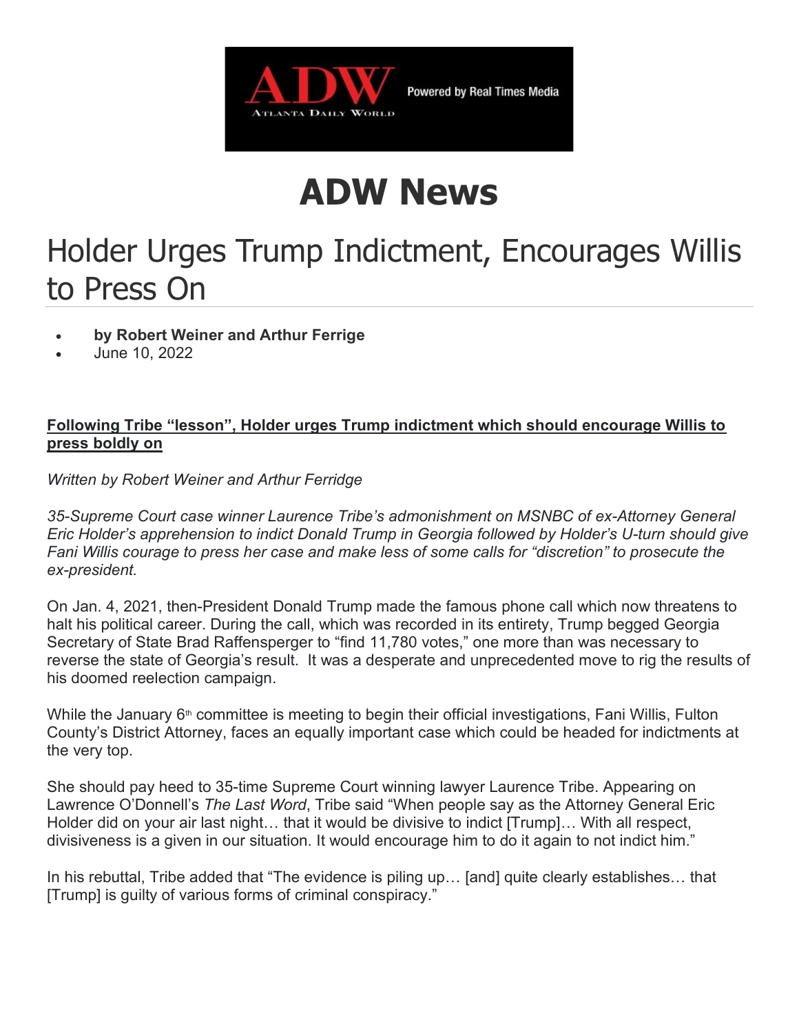# ADW News

# Holder Urges Trump Indictment, Encourages Willis to Press On

- **by Robert Weiner and Arthur Ferrige**
- June 10, 2022

**Following Tribe "lesson", Holder urges Trump indictment which should encourage Willis to press boldly on**

*Written by Robert Weiner and Arthur Ferridge*

*35-Supreme Court case winner Laurence Tribe's admonishment on MSNBC of ex-Attorney General Eric Holder's apprehension to indict Donald Trump in Georgia followed by Holder's U-turn should give Fani Willis courage to press her case and make less of some calls for "discretion" to prosecute the ex-president.*

On Jan. 4, 2021, then-President Donald Trump made the famous phone call which now threatens to halt his political career. During the call, which was recorded in its entirety, Trump begged Georgia Secretary of State Brad Raffensperger to "find 11,780 votes," one more than was necessary to reverse the state of Georgia's result. It was a desperate and unprecedented move to rig the results of his doomed reelection campaign.

While the January 6th committee is meeting to begin their official investigations, Fani Willis, Fulton County's District Attorney, faces an equally important case which could be headed for indictments at the very top.

She should pay heed to 35-time Supreme Court winning lawyer Laurence Tribe. Appearing on Lawrence O'Donnell's *The Last Word*, Tribe said "When people say as the Attorney General Eric Holder did on your air last night… that it would be divisive to indict [Trump]… With all respect, divisiveness is a given in our situation. It would encourage him to do it again to not indict him."

In his rebuttal, Tribe added that "The evidence is piling up… [and] quite clearly establishes… that [Trump] is guilty of various forms of criminal conspiracy."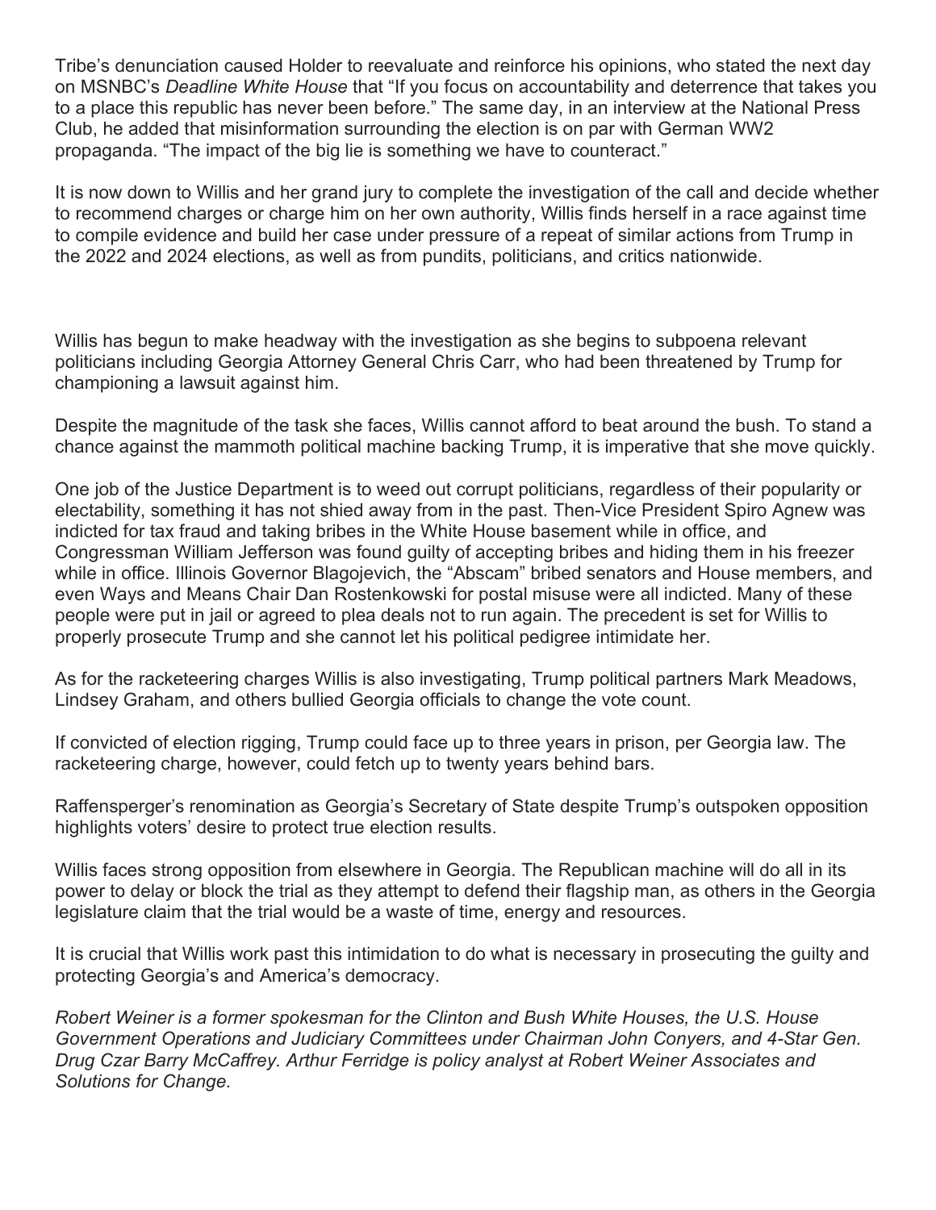Tribe's denunciation caused Holder to reevaluate and reinforce his opinions, who stated the next day on MSNBC's *Deadline White House* that "If you focus on accountability and deterrence that takes you to a place this republic has never been before." The same day, in an interview at the National Press Club, he added that misinformation surrounding the election is on par with German WW2 propaganda. "The impact of the big lie is something we have to counteract."

It is now down to Willis and her grand jury to complete the investigation of the call and decide whether to recommend charges or charge him on her own authority, Willis finds herself in a race against time to compile evidence and build her case under pressure of a repeat of similar actions from Trump in the 2022 and 2024 elections, as well as from pundits, politicians, and critics nationwide.

Willis has begun to make headway with the investigation as she begins to subpoena relevant politicians including Georgia Attorney General Chris Carr, who had been threatened by Trump for championing a lawsuit against him.

Despite the magnitude of the task she faces, Willis cannot afford to beat around the bush. To stand a chance against the mammoth political machine backing Trump, it is imperative that she move quickly.

One job of the Justice Department is to weed out corrupt politicians, regardless of their popularity or electability, something it has not shied away from in the past. Then-Vice President Spiro Agnew was indicted for tax fraud and taking bribes in the White House basement while in office, and Congressman William Jefferson was found guilty of accepting bribes and hiding them in his freezer while in office. Illinois Governor Blagojevich, the "Abscam" bribed senators and House members, and even Ways and Means Chair Dan Rostenkowski for postal misuse were all indicted. Many of these people were put in jail or agreed to plea deals not to run again. The precedent is set for Willis to properly prosecute Trump and she cannot let his political pedigree intimidate her.

As for the racketeering charges Willis is also investigating, Trump political partners Mark Meadows, Lindsey Graham, and others bullied Georgia officials to change the vote count.

If convicted of election rigging, Trump could face up to three years in prison, per Georgia law. The racketeering charge, however, could fetch up to twenty years behind bars.

Raffensperger's renomination as Georgia's Secretary of State despite Trump's outspoken opposition highlights voters' desire to protect true election results.

Willis faces strong opposition from elsewhere in Georgia. The Republican machine will do all in its power to delay or block the trial as they attempt to defend their flagship man, as others in the Georgia legislature claim that the trial would be a waste of time, energy and resources.

It is crucial that Willis work past this intimidation to do what is necessary in prosecuting the guilty and protecting Georgia's and America's democracy.

*Robert Weiner is a former spokesman for the Clinton and Bush White Houses, the U.S. House Government Operations and Judiciary Committees under Chairman John Conyers, and 4-Star Gen. Drug Czar Barry McCaffrey. Arthur Ferridge is policy analyst at Robert Weiner Associates and Solutions for Change.*